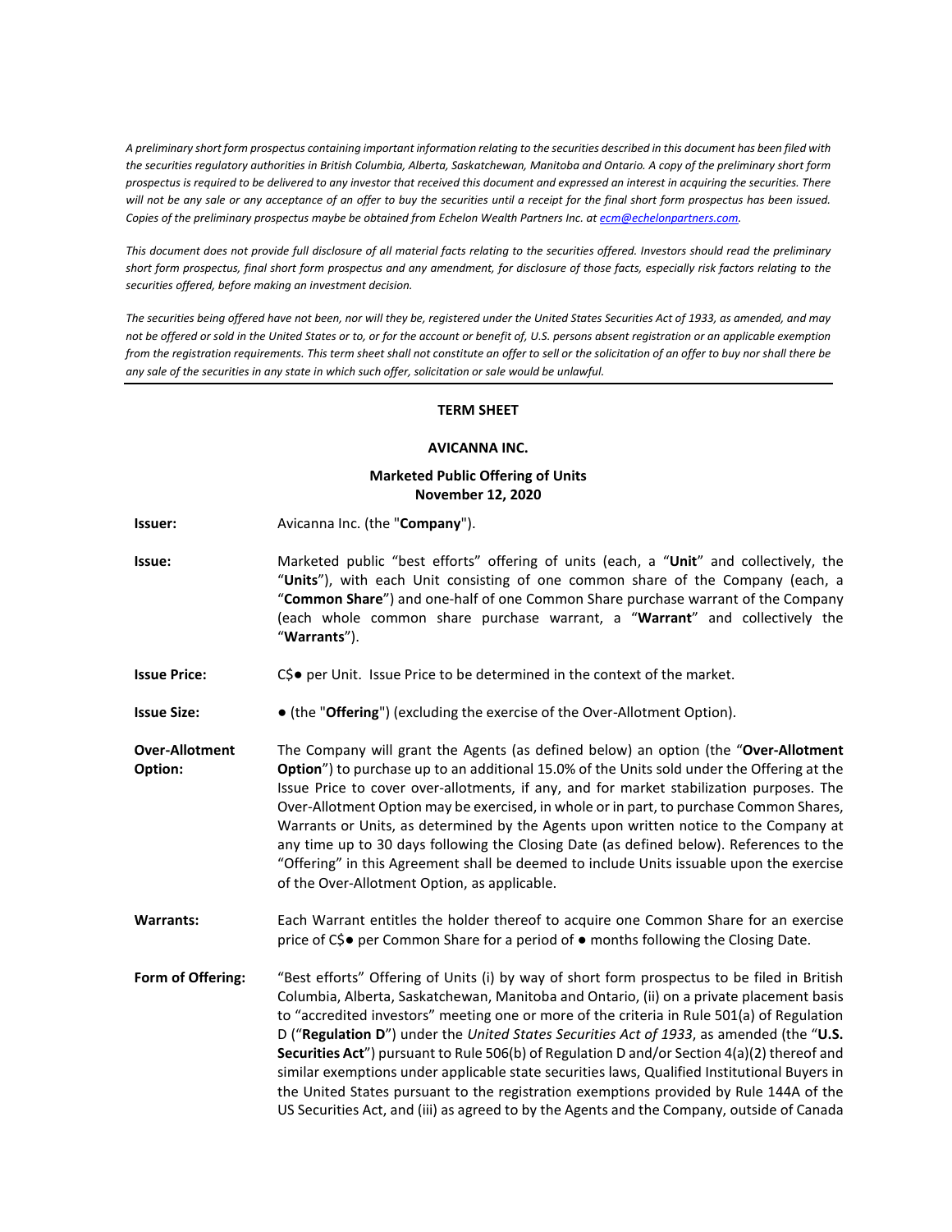*A preliminary short form prospectus containing important information relating to the securities described in this document has been filed with the securities regulatory authorities in British Columbia, Alberta, Saskatchewan, Manitoba and Ontario. A copy of the preliminary short form prospectus is required to be delivered to any investor that received this document and expressed an interest in acquiring the securities. There will not be any sale or any acceptance of an offer to buy the securities until a receipt for the final short form prospectus has been issued. Copies of the preliminary prospectus maybe be obtained from Echelon Wealth Partners Inc. at ecm@echelonpartners.com.*

*This document does not provide full disclosure of all material facts relating to the securities offered. Investors should read the preliminary short form prospectus, final short form prospectus and any amendment, for disclosure of those facts, especially risk factors relating to the securities offered, before making an investment decision.*

*The securities being offered have not been, nor will they be, registered under the United States Securities Act of 1933, as amended, and may not be offered or sold in the United States or to, or for the account or benefit of, U.S. persons absent registration or an applicable exemption from the registration requirements. This term sheet shall not constitute an offer to sell or the solicitation of an offer to buy nor shall there be any sale of the securities in any state in which such offer, solicitation or sale would be unlawful.*

---

**TERM SHEET**

**AVICANNA INC.**

**Marketed Public Offering of Units**
**November 12, 2020**

| | |
|---|---|
| **Issuer:** | Avicanna Inc. (the "**Company**"). |
| **Issue:** | Marketed public "best efforts" offering of units (each, a "**Unit**" and collectively, the "**Units**"), with each Unit consisting of one common share of the Company (each, a "**Common Share**") and one-half of one Common Share purchase warrant of the Company (each whole common share purchase warrant, a "**Warrant**" and collectively the "**Warrants**"). |
| **Issue Price:** | C$● per Unit. Issue Price to be determined in the context of the market. |
| **Issue Size:** | ● (the "**Offering**") (excluding the exercise of the Over-Allotment Option). |
| **Over-Allotment Option:** | The Company will grant the Agents (as defined below) an option (the "**Over-Allotment Option**") to purchase up to an additional 15.0% of the Units sold under the Offering at the Issue Price to cover over-allotments, if any, and for market stabilization purposes. The Over-Allotment Option may be exercised, in whole or in part, to purchase Common Shares, Warrants or Units, as determined by the Agents upon written notice to the Company at any time up to 30 days following the Closing Date (as defined below). References to the "Offering" in this Agreement shall be deemed to include Units issuable upon the exercise of the Over-Allotment Option, as applicable. |
| **Warrants:** | Each Warrant entitles the holder thereof to acquire one Common Share for an exercise price of C$● per Common Share for a period of ● months following the Closing Date. |
| **Form of Offering:** | "Best efforts" Offering of Units (i) by way of short form prospectus to be filed in British Columbia, Alberta, Saskatchewan, Manitoba and Ontario, (ii) on a private placement basis to "accredited investors" meeting one or more of the criteria in Rule 501(a) of Regulation D ("**Regulation D**") under the *United States Securities Act of 1933*, as amended (the "**U.S. Securities Act**") pursuant to Rule 506(b) of Regulation D and/or Section 4(a)(2) thereof and similar exemptions under applicable state securities laws, Qualified Institutional Buyers in the United States pursuant to the registration exemptions provided by Rule 144A of the US Securities Act, and (iii) as agreed to by the Agents and the Company, outside of Canada |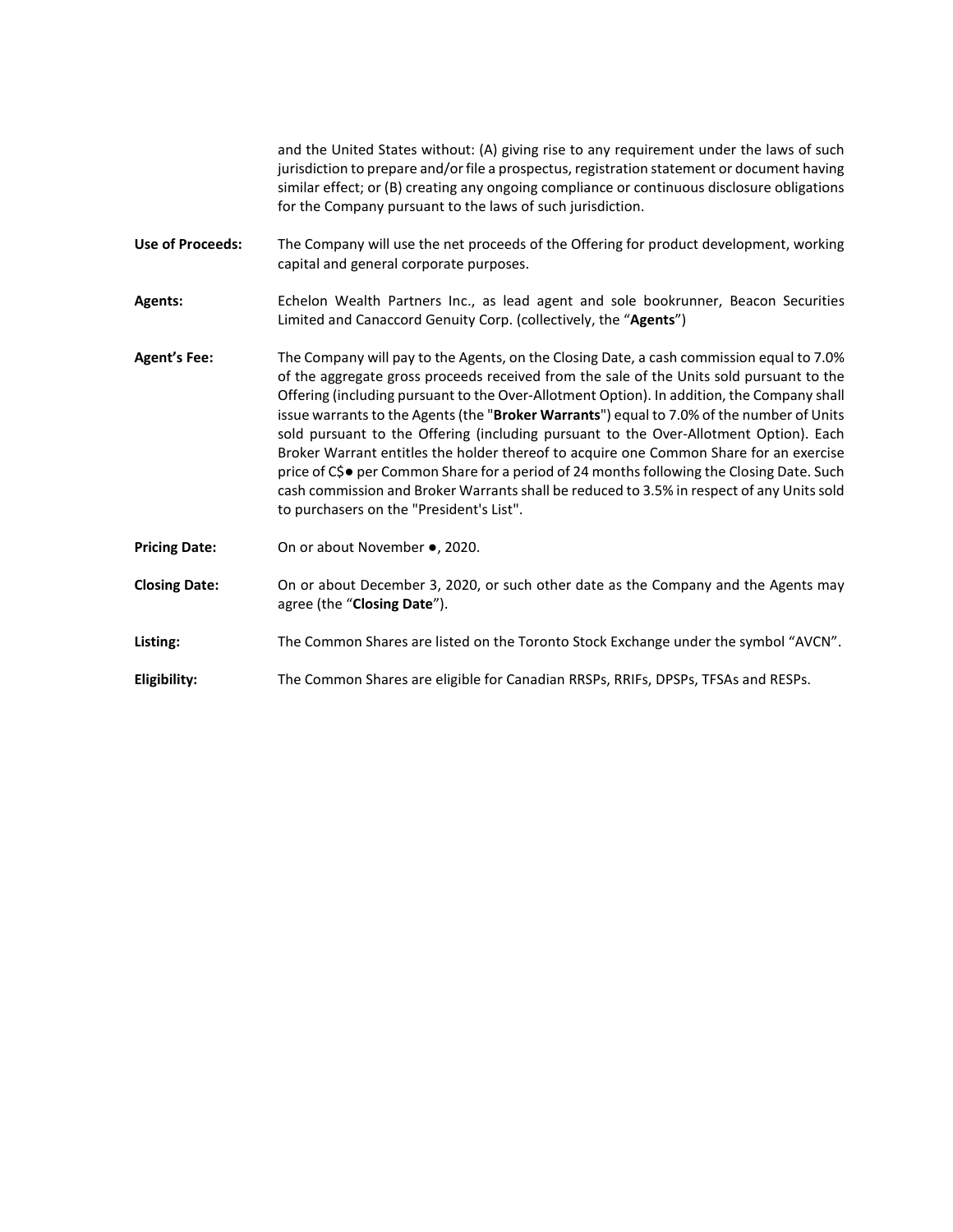and the United States without: (A) giving rise to any requirement under the laws of such jurisdiction to prepare and/or file a prospectus, registration statement or document having similar effect; or (B) creating any ongoing compliance or continuous disclosure obligations for the Company pursuant to the laws of such jurisdiction.

**Use of Proceeds:** The Company will use the net proceeds of the Offering for product development, working capital and general corporate purposes.

**Agents:** Echelon Wealth Partners Inc., as lead agent and sole bookrunner, Beacon Securities Limited and Canaccord Genuity Corp. (collectively, the "**Agents**")

**Agent's Fee:** The Company will pay to the Agents, on the Closing Date, a cash commission equal to 7.0% of the aggregate gross proceeds received from the sale of the Units sold pursuant to the Offering (including pursuant to the Over-Allotment Option). In addition, the Company shall issue warrants to the Agents (the "**Broker Warrants**") equal to 7.0% of the number of Units sold pursuant to the Offering (including pursuant to the Over-Allotment Option). Each Broker Warrant entitles the holder thereof to acquire one Common Share for an exercise price of C$● per Common Share for a period of 24 months following the Closing Date. Such cash commission and Broker Warrants shall be reduced to 3.5% in respect of any Units sold to purchasers on the "President's List".

**Pricing Date:** On or about November ●, 2020.

**Closing Date:** On or about December 3, 2020, or such other date as the Company and the Agents may agree (the "**Closing Date**").

**Listing:** The Common Shares are listed on the Toronto Stock Exchange under the symbol "AVCN".

**Eligibility:** The Common Shares are eligible for Canadian RRSPs, RRIFs, DPSPs, TFSAs and RESPs.